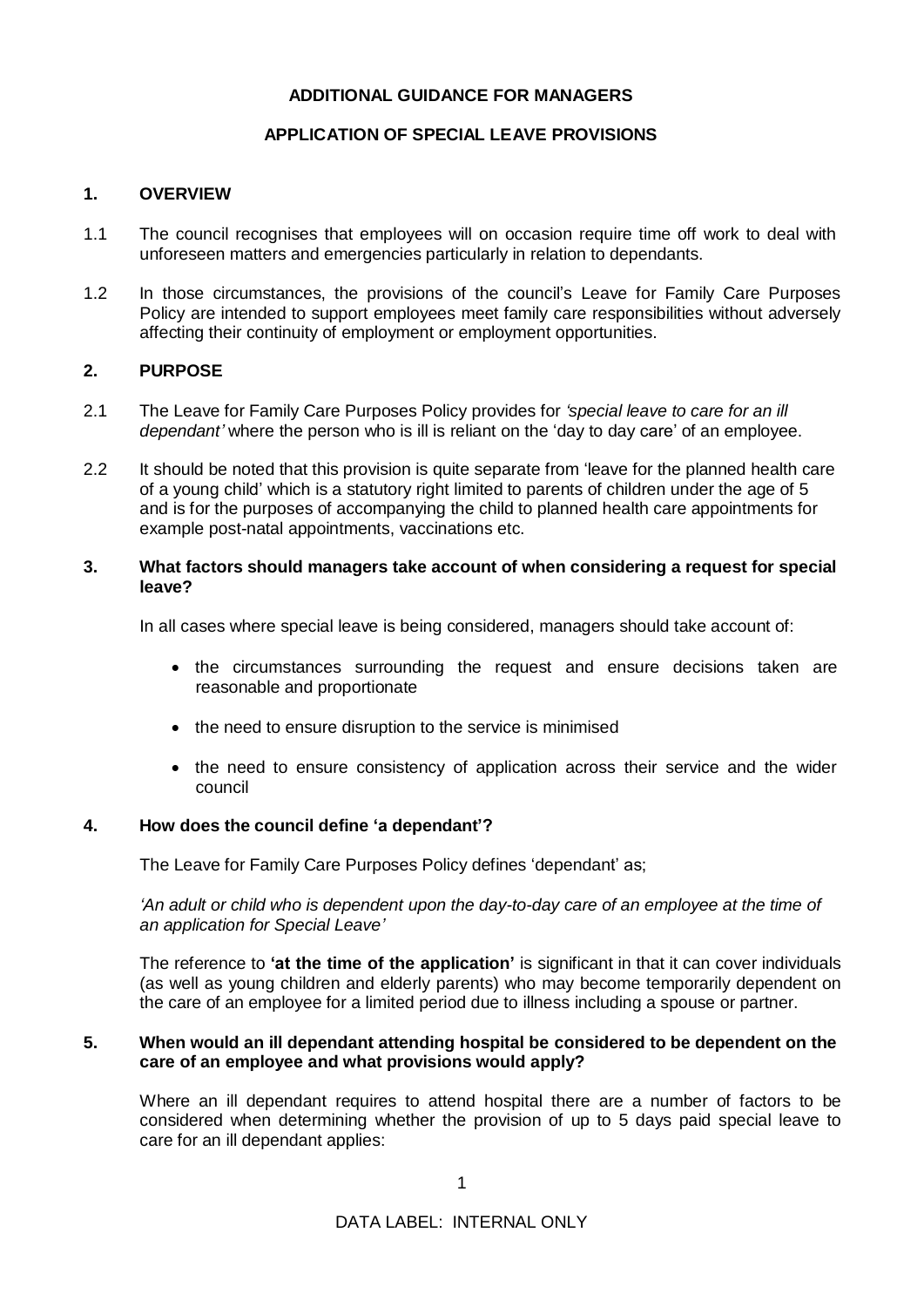**ADDITIONAL GUIDANCE FOR MANAGERS**

**APPLICATION OF SPECIAL LEAVE PROVISIONS**

## 1. OVERVIEW

1.1 The council recognises that employees will on occasion require time off work to deal with unforeseen matters and emergencies particularly in relation to dependants.

1.2 In those circumstances, the provisions of the council's Leave for Family Care Purposes Policy are intended to support employees meet family care responsibilities without adversely affecting their continuity of employment or employment opportunities.

## 2. PURPOSE

2.1 The Leave for Family Care Purposes Policy provides for *'special leave to care for an ill dependant'* where the person who is ill is reliant on the 'day to day care' of an employee.

2.2 It should be noted that this provision is quite separate from 'leave for the planned health care of a young child' which is a statutory right limited to parents of children under the age of 5 and is for the purposes of accompanying the child to planned health care appointments for example post-natal appointments, vaccinations etc.

## 3. What factors should managers take account of when considering a request for special leave?

In all cases where special leave is being considered, managers should take account of:

- the circumstances surrounding the request and ensure decisions taken are reasonable and proportionate
- the need to ensure disruption to the service is minimised
- the need to ensure consistency of application across their service and the wider council

## 4. How does the council define 'a dependant'?

The Leave for Family Care Purposes Policy defines 'dependant' as;

*'An adult or child who is dependent upon the day-to-day care of an employee at the time of an application for Special Leave'*

The reference to **'at the time of the application'** is significant in that it can cover individuals (as well as young children and elderly parents) who may become temporarily dependent on the care of an employee for a limited period due to illness including a spouse or partner.

## 5. When would an ill dependant attending hospital be considered to be dependent on the care of an employee and what provisions would apply?

Where an ill dependant requires to attend hospital there are a number of factors to be considered when determining whether the provision of up to 5 days paid special leave to care for an ill dependant applies: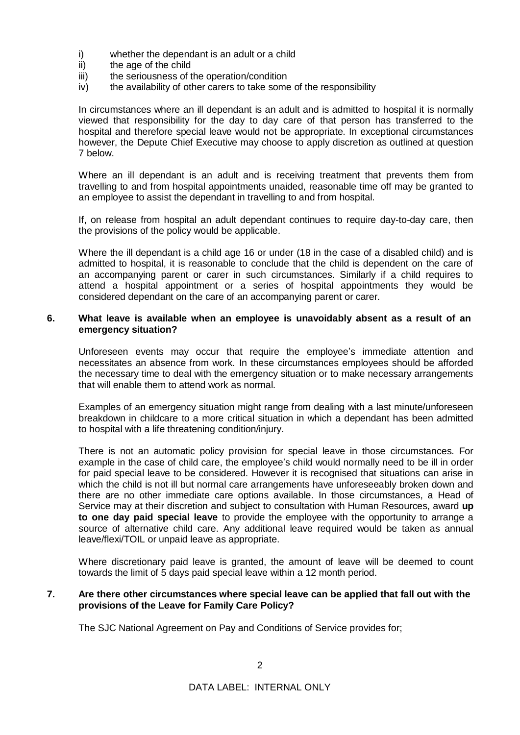i) whether the dependant is an adult or a child
ii) the age of the child
iii) the seriousness of the operation/condition
iv) the availability of other carers to take some of the responsibility

In circumstances where an ill dependant is an adult and is admitted to hospital it is normally viewed that responsibility for the day to day care of that person has transferred to the hospital and therefore special leave would not be appropriate. In exceptional circumstances however, the Depute Chief Executive may choose to apply discretion as outlined at question 7 below.

Where an ill dependant is an adult and is receiving treatment that prevents them from travelling to and from hospital appointments unaided, reasonable time off may be granted to an employee to assist the dependant in travelling to and from hospital.

If, on release from hospital an adult dependant continues to require day-to-day care, then the provisions of the policy would be applicable.

Where the ill dependant is a child age 16 or under (18 in the case of a disabled child) and is admitted to hospital, it is reasonable to conclude that the child is dependent on the care of an accompanying parent or carer in such circumstances. Similarly if a child requires to attend a hospital appointment or a series of hospital appointments they would be considered dependant on the care of an accompanying parent or carer.

**6. What leave is available when an employee is unavoidably absent as a result of an emergency situation?**

Unforeseen events may occur that require the employee's immediate attention and necessitates an absence from work. In these circumstances employees should be afforded the necessary time to deal with the emergency situation or to make necessary arrangements that will enable them to attend work as normal.

Examples of an emergency situation might range from dealing with a last minute/unforeseen breakdown in childcare to a more critical situation in which a dependant has been admitted to hospital with a life threatening condition/injury.

There is not an automatic policy provision for special leave in those circumstances. For example in the case of child care, the employee's child would normally need to be ill in order for paid special leave to be considered. However it is recognised that situations can arise in which the child is not ill but normal care arrangements have unforeseeably broken down and there are no other immediate care options available. In those circumstances, a Head of Service may at their discretion and subject to consultation with Human Resources, award **up to one day paid special leave** to provide the employee with the opportunity to arrange a source of alternative child care. Any additional leave required would be taken as annual leave/flexi/TOIL or unpaid leave as appropriate.

Where discretionary paid leave is granted, the amount of leave will be deemed to count towards the limit of 5 days paid special leave within a 12 month period.

**7. Are there other circumstances where special leave can be applied that fall out with the provisions of the Leave for Family Care Policy?**

The SJC National Agreement on Pay and Conditions of Service provides for;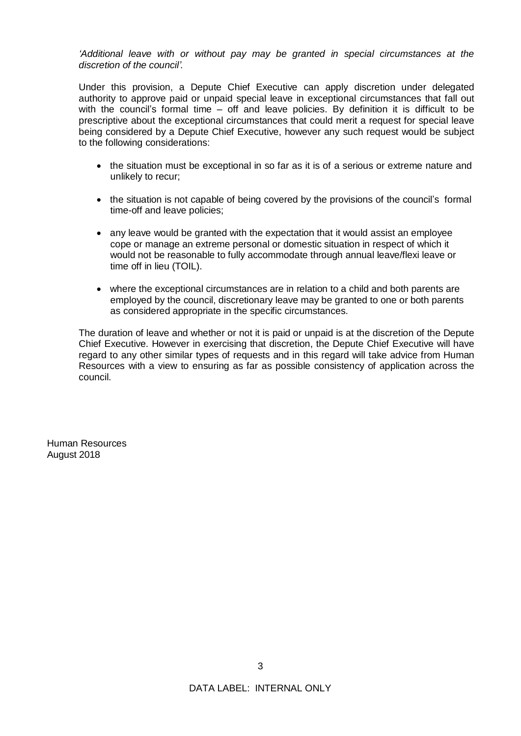*'Additional leave with or without pay may be granted in special circumstances at the discretion of the council'.*

Under this provision, a Depute Chief Executive can apply discretion under delegated authority to approve paid or unpaid special leave in exceptional circumstances that fall out with the council's formal time – off and leave policies. By definition it is difficult to be prescriptive about the exceptional circumstances that could merit a request for special leave being considered by a Depute Chief Executive, however any such request would be subject to the following considerations:

- the situation must be exceptional in so far as it is of a serious or extreme nature and unlikely to recur;
- the situation is not capable of being covered by the provisions of the council's formal time-off and leave policies;
- any leave would be granted with the expectation that it would assist an employee cope or manage an extreme personal or domestic situation in respect of which it would not be reasonable to fully accommodate through annual leave/flexi leave or time off in lieu (TOIL).
- where the exceptional circumstances are in relation to a child and both parents are employed by the council, discretionary leave may be granted to one or both parents as considered appropriate in the specific circumstances.

The duration of leave and whether or not it is paid or unpaid is at the discretion of the Depute Chief Executive. However in exercising that discretion, the Depute Chief Executive will have regard to any other similar types of requests and in this regard will take advice from Human Resources with a view to ensuring as far as possible consistency of application across the council.

Human Resources
August 2018

DATA LABEL: INTERNAL ONLY